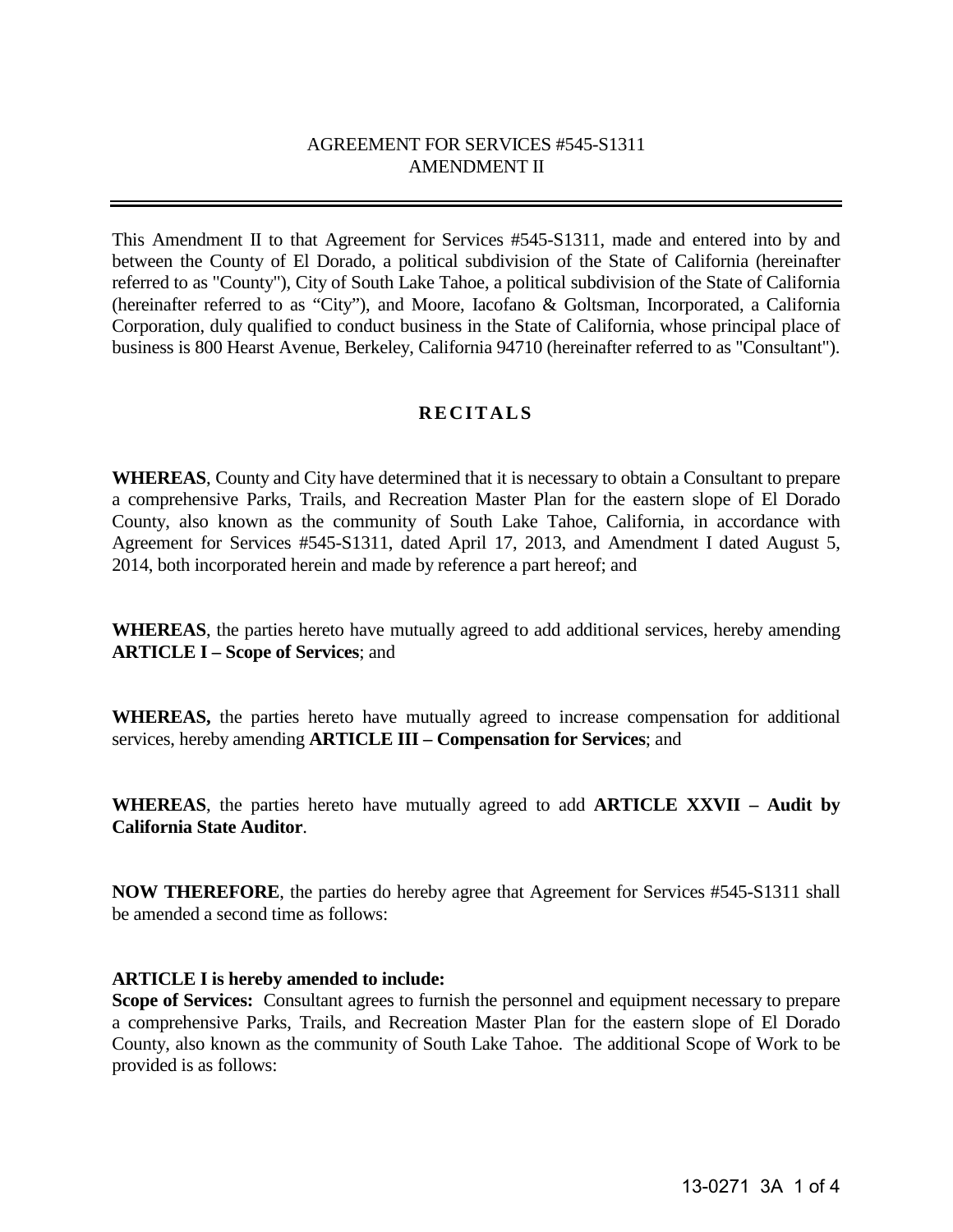AGREEMENT FOR SERVICES #545-S1311
AMENDMENT II

---

This Amendment II to that Agreement for Services #545-S1311, made and entered into by and between the County of El Dorado, a political subdivision of the State of California (hereinafter referred to as "County"), City of South Lake Tahoe, a political subdivision of the State of California (hereinafter referred to as "City"), and Moore, Iacofano & Goltsman, Incorporated, a California Corporation, duly qualified to conduct business in the State of California, whose principal place of business is 800 Hearst Avenue, Berkeley, California 94710 (hereinafter referred to as "Consultant").

## RECITALS

**WHEREAS**, County and City have determined that it is necessary to obtain a Consultant to prepare a comprehensive Parks, Trails, and Recreation Master Plan for the eastern slope of El Dorado County, also known as the community of South Lake Tahoe, California, in accordance with Agreement for Services #545-S1311, dated April 17, 2013, and Amendment I dated August 5, 2014, both incorporated herein and made by reference a part hereof; and

**WHEREAS**, the parties hereto have mutually agreed to add additional services, hereby amending **ARTICLE I – Scope of Services**; and

**WHEREAS,** the parties hereto have mutually agreed to increase compensation for additional services, hereby amending **ARTICLE III – Compensation for Services**; and

**WHEREAS**, the parties hereto have mutually agreed to add **ARTICLE XXVII – Audit by California State Auditor**.

**NOW THEREFORE**, the parties do hereby agree that Agreement for Services #545-S1311 shall be amended a second time as follows:

**ARTICLE I is hereby amended to include:**
**Scope of Services:** Consultant agrees to furnish the personnel and equipment necessary to prepare a comprehensive Parks, Trails, and Recreation Master Plan for the eastern slope of El Dorado County, also known as the community of South Lake Tahoe. The additional Scope of Work to be provided is as follows: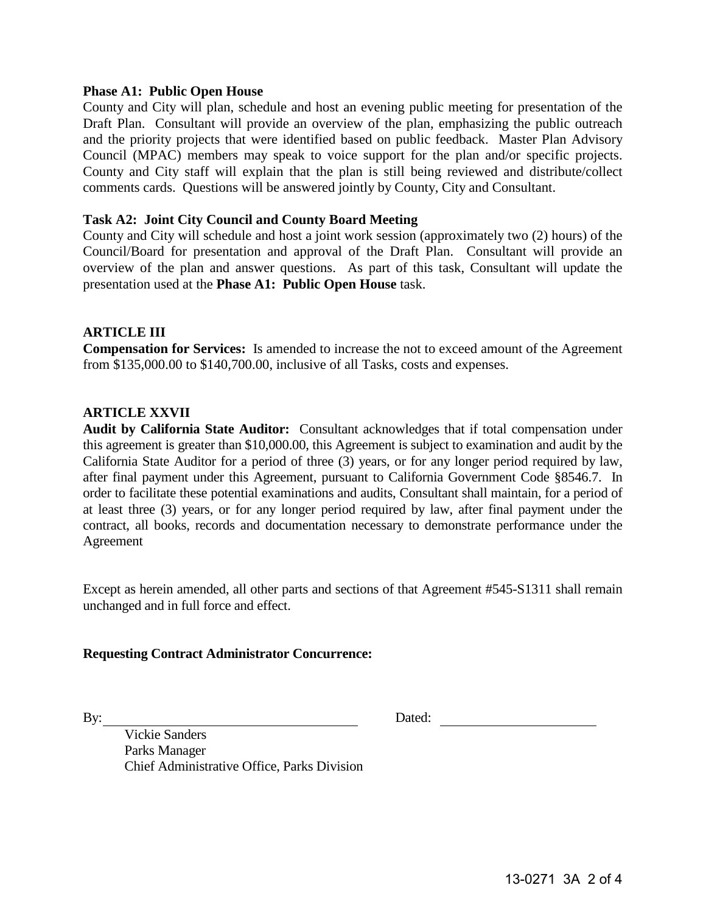**Phase A1: Public Open House**

County and City will plan, schedule and host an evening public meeting for presentation of the Draft Plan. Consultant will provide an overview of the plan, emphasizing the public outreach and the priority projects that were identified based on public feedback. Master Plan Advisory Council (MPAC) members may speak to voice support for the plan and/or specific projects. County and City staff will explain that the plan is still being reviewed and distribute/collect comments cards. Questions will be answered jointly by County, City and Consultant.

**Task A2: Joint City Council and County Board Meeting**

County and City will schedule and host a joint work session (approximately two (2) hours) of the Council/Board for presentation and approval of the Draft Plan. Consultant will provide an overview of the plan and answer questions. As part of this task, Consultant will update the presentation used at the **Phase A1: Public Open House** task.

**ARTICLE III**

**Compensation for Services:** Is amended to increase the not to exceed amount of the Agreement from $135,000.00 to $140,700.00, inclusive of all Tasks, costs and expenses.

**ARTICLE XXVII**

**Audit by California State Auditor:** Consultant acknowledges that if total compensation under this agreement is greater than $10,000.00, this Agreement is subject to examination and audit by the California State Auditor for a period of three (3) years, or for any longer period required by law, after final payment under this Agreement, pursuant to California Government Code §8546.7. In order to facilitate these potential examinations and audits, Consultant shall maintain, for a period of at least three (3) years, or for any longer period required by law, after final payment under the contract, all books, records and documentation necessary to demonstrate performance under the Agreement

Except as herein amended, all other parts and sections of that Agreement #545-S1311 shall remain unchanged and in full force and effect.

**Requesting Contract Administrator Concurrence:**

By: ______________________________ Dated: ____________________

Vickie Sanders
Parks Manager
Chief Administrative Office, Parks Division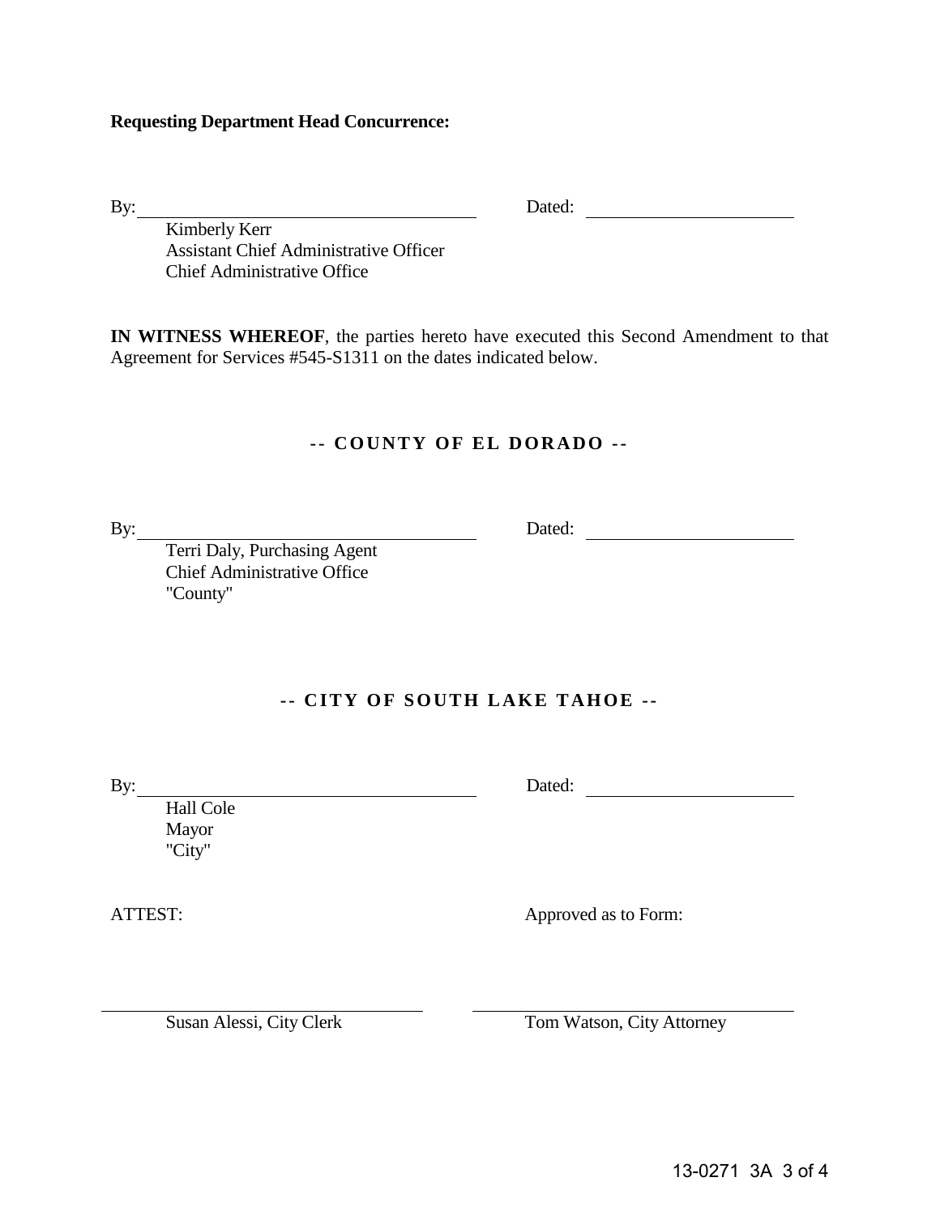**Requesting Department Head Concurrence:**

By: ______________________________ Dated: ____________________

Kimberly Kerr
Assistant Chief Administrative Officer
Chief Administrative Office

**IN WITNESS WHEREOF**, the parties hereto have executed this Second Amendment to that Agreement for Services #545-S1311 on the dates indicated below.

**-- COUNTY OF EL DORADO --**

By: ______________________________ Dated: ____________________

Terri Daly, Purchasing Agent
Chief Administrative Office
"County"

**-- CITY OF SOUTH LAKE TAHOE --**

By: ______________________________ Dated: ____________________

Hall Cole
Mayor
"City"

ATTEST: Approved as to Form:

______________________________ ______________________________

Susan Alessi, City Clerk Tom Watson, City Attorney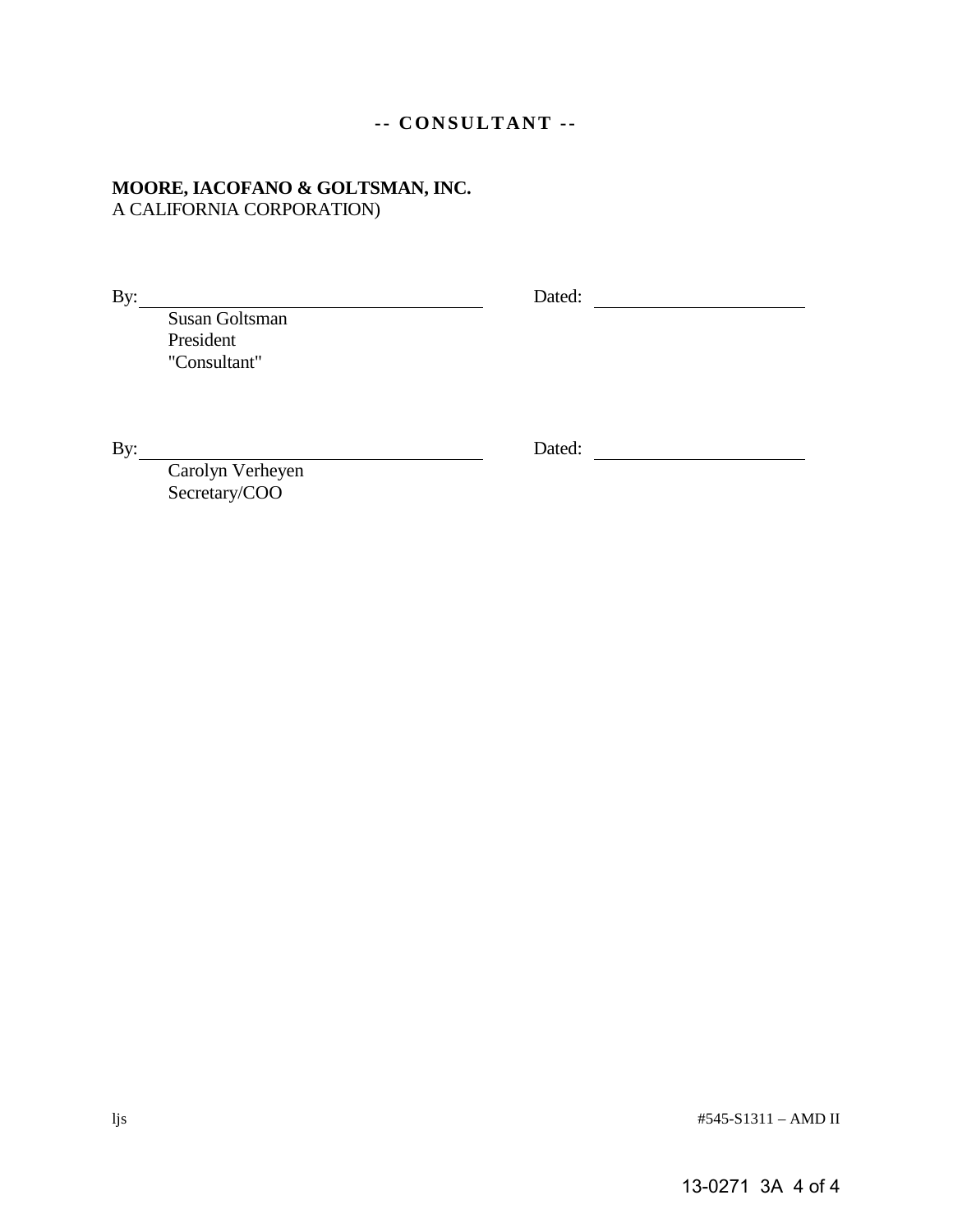**-- CONSULTANT --**

**MOORE, IACOFANO & GOLTSMAN, INC.**
A CALIFORNIA CORPORATION)

By: \_\_\_\_\_\_\_\_\_\_\_\_\_\_\_\_\_\_\_\_\_\_\_\_\_\_\_\_\_\_ Dated: \_\_\_\_\_\_\_\_\_\_\_\_\_\_\_\_\_\_\_\_

Susan Goltsman
President
"Consultant"

By: \_\_\_\_\_\_\_\_\_\_\_\_\_\_\_\_\_\_\_\_\_\_\_\_\_\_\_\_\_\_ Dated: \_\_\_\_\_\_\_\_\_\_\_\_\_\_\_\_\_\_\_\_

Carolyn Verheyen
Secretary/COO

ljs #545-S1311 – AMD II

13-0271 3A